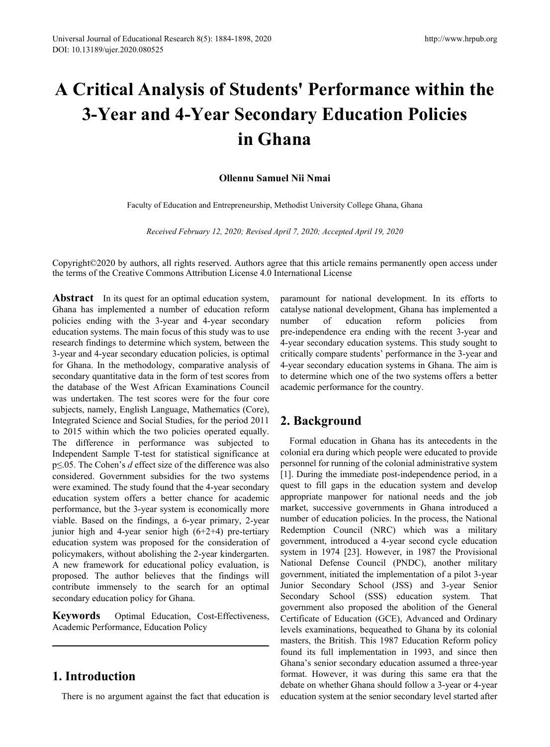# A Critical Analysis of Students' Performance within the 3-Year and 4-Year Secondary Education Policies in Ghana

**Ollennu Samuel Nii Nmai**

Faculty of Education and Entrepreneurship, Methodist University College Ghana, Ghana

*Received February 12, 2020; Revised April 7, 2020; Accepted April 19, 2020*

Copyright©2020 by authors, all rights reserved. Authors agree that this article remains permanently open access under the terms of the Creative Commons Attribution License 4.0 International License

**Abstract** In its quest for an optimal education system, Ghana has implemented a number of education reform policies ending with the 3-year and 4-year secondary education systems. The main focus of this study was to use research findings to determine which system, between the 3-year and 4-year secondary education policies, is optimal for Ghana. In the methodology, comparative analysis of secondary quantitative data in the form of test scores from the database of the West African Examinations Council was undertaken. The test scores were for the four core subjects, namely, English Language, Mathematics (Core), Integrated Science and Social Studies, for the period 2011 to 2015 within which the two policies operated equally. The difference in performance was subjected to Independent Sample T-test for statistical significance at $p \leq .05$. The Cohen's $d$ effect size of the difference was also considered. Government subsidies for the two systems were examined. The study found that the 4-year secondary education system offers a better chance for academic performance, but the 3-year system is economically more viable. Based on the findings, a 6-year primary, 2-year junior high and 4-year senior high (6+2+4) pre-tertiary education system was proposed for the consideration of policymakers, without abolishing the 2-year kindergarten. A new framework for educational policy evaluation, is proposed. The author believes that the findings will contribute immensely to the search for an optimal secondary education policy for Ghana.

**Keywords** Optimal Education, Cost-Effectiveness, Academic Performance, Education Policy

## 1. Introduction

There is no argument against the fact that education is paramount for national development. In its efforts to catalyse national development, Ghana has implemented a number of education reform policies from pre-independence era ending with the recent 3-year and 4-year secondary education systems. This study sought to critically compare students' performance in the 3-year and 4-year secondary education systems in Ghana. The aim is to determine which one of the two systems offers a better academic performance for the country.

## 2. Background

Formal education in Ghana has its antecedents in the colonial era during which people were educated to provide personnel for running of the colonial administrative system [1]. During the immediate post-independence period, in a quest to fill gaps in the education system and develop appropriate manpower for national needs and the job market, successive governments in Ghana introduced a number of education policies. In the process, the National Redemption Council (NRC) which was a military government, introduced a 4-year second cycle education system in 1974 [23]. However, in 1987 the Provisional National Defense Council (PNDC), another military government, initiated the implementation of a pilot 3-year Junior Secondary School (JSS) and 3-year Senior Secondary School (SSS) education system. That government also proposed the abolition of the General Certificate of Education (GCE), Advanced and Ordinary levels examinations, bequeathed to Ghana by its colonial masters, the British. This 1987 Education Reform policy found its full implementation in 1993, and since then Ghana's senior secondary education assumed a three-year format. However, it was during this same era that the debate on whether Ghana should follow a 3-year or 4-year education system at the senior secondary level started after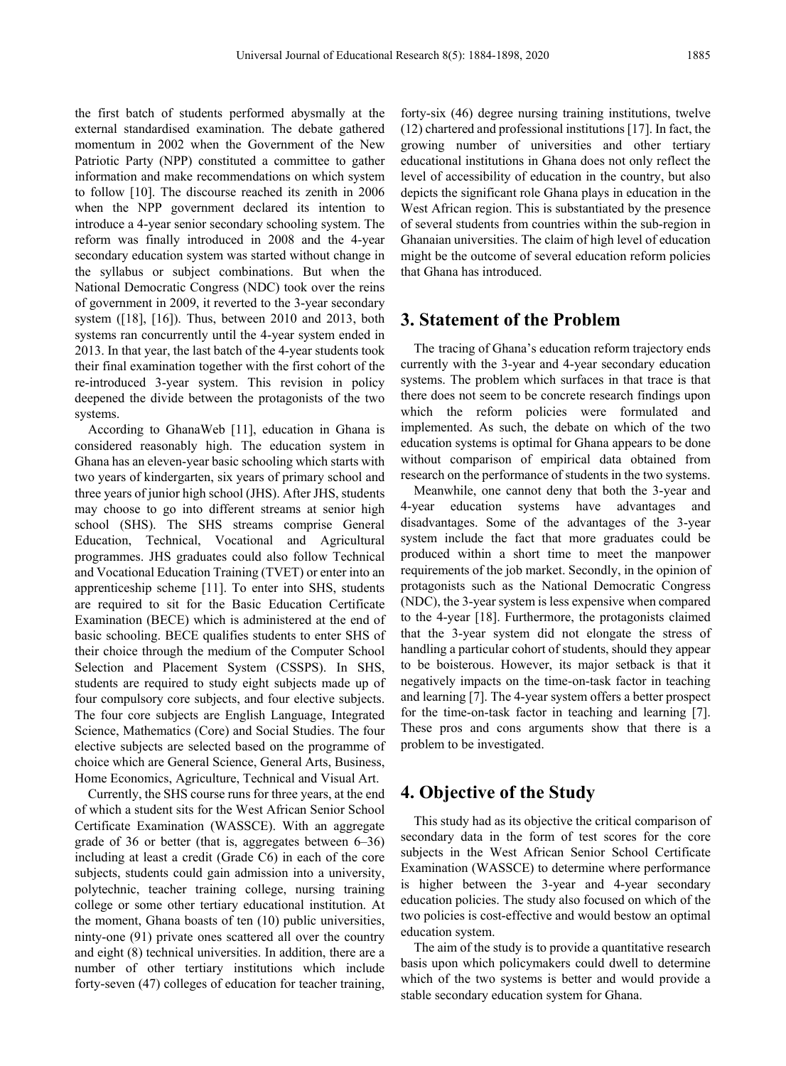the first batch of students performed abysmally at the external standardised examination. The debate gathered momentum in 2002 when the Government of the New Patriotic Party (NPP) constituted a committee to gather information and make recommendations on which system to follow [10]. The discourse reached its zenith in 2006 when the NPP government declared its intention to introduce a 4-year senior secondary schooling system. The reform was finally introduced in 2008 and the 4-year secondary education system was started without change in the syllabus or subject combinations. But when the National Democratic Congress (NDC) took over the reins of government in 2009, it reverted to the 3-year secondary system ([18], [16]). Thus, between 2010 and 2013, both systems ran concurrently until the 4-year system ended in 2013. In that year, the last batch of the 4-year students took their final examination together with the first cohort of the re-introduced 3-year system. This revision in policy deepened the divide between the protagonists of the two systems.

According to GhanaWeb [11], education in Ghana is considered reasonably high. The education system in Ghana has an eleven-year basic schooling which starts with two years of kindergarten, six years of primary school and three years of junior high school (JHS). After JHS, students may choose to go into different streams at senior high school (SHS). The SHS streams comprise General Education, Technical, Vocational and Agricultural programmes. JHS graduates could also follow Technical and Vocational Education Training (TVET) or enter into an apprenticeship scheme [11]. To enter into SHS, students are required to sit for the Basic Education Certificate Examination (BECE) which is administered at the end of basic schooling. BECE qualifies students to enter SHS of their choice through the medium of the Computer School Selection and Placement System (CSSPS). In SHS, students are required to study eight subjects made up of four compulsory core subjects, and four elective subjects. The four core subjects are English Language, Integrated Science, Mathematics (Core) and Social Studies. The four elective subjects are selected based on the programme of choice which are General Science, General Arts, Business, Home Economics, Agriculture, Technical and Visual Art.

Currently, the SHS course runs for three years, at the end of which a student sits for the West African Senior School Certificate Examination (WASSCE). With an aggregate grade of 36 or better (that is, aggregates between 6–36) including at least a credit (Grade C6) in each of the core subjects, students could gain admission into a university, polytechnic, teacher training college, nursing training college or some other tertiary educational institution. At the moment, Ghana boasts of ten (10) public universities, ninty-one (91) private ones scattered all over the country and eight (8) technical universities. In addition, there are a number of other tertiary institutions which include forty-seven (47) colleges of education for teacher training, forty-six (46) degree nursing training institutions, twelve (12) chartered and professional institutions [17]. In fact, the growing number of universities and other tertiary educational institutions in Ghana does not only reflect the level of accessibility of education in the country, but also depicts the significant role Ghana plays in education in the West African region. This is substantiated by the presence of several students from countries within the sub-region in Ghanaian universities. The claim of high level of education might be the outcome of several education reform policies that Ghana has introduced.

## 3. Statement of the Problem

The tracing of Ghana's education reform trajectory ends currently with the 3-year and 4-year secondary education systems. The problem which surfaces in that trace is that there does not seem to be concrete research findings upon which the reform policies were formulated and implemented. As such, the debate on which of the two education systems is optimal for Ghana appears to be done without comparison of empirical data obtained from research on the performance of students in the two systems.

Meanwhile, one cannot deny that both the 3-year and 4-year education systems have advantages and disadvantages. Some of the advantages of the 3-year system include the fact that more graduates could be produced within a short time to meet the manpower requirements of the job market. Secondly, in the opinion of protagonists such as the National Democratic Congress (NDC), the 3-year system is less expensive when compared to the 4-year [18]. Furthermore, the protagonists claimed that the 3-year system did not elongate the stress of handling a particular cohort of students, should they appear to be boisterous. However, its major setback is that it negatively impacts on the time-on-task factor in teaching and learning [7]. The 4-year system offers a better prospect for the time-on-task factor in teaching and learning [7]. These pros and cons arguments show that there is a problem to be investigated.

## 4. Objective of the Study

This study had as its objective the critical comparison of secondary data in the form of test scores for the core subjects in the West African Senior School Certificate Examination (WASSCE) to determine where performance is higher between the 3-year and 4-year secondary education policies. The study also focused on which of the two policies is cost-effective and would bestow an optimal education system.

The aim of the study is to provide a quantitative research basis upon which policymakers could dwell to determine which of the two systems is better and would provide a stable secondary education system for Ghana.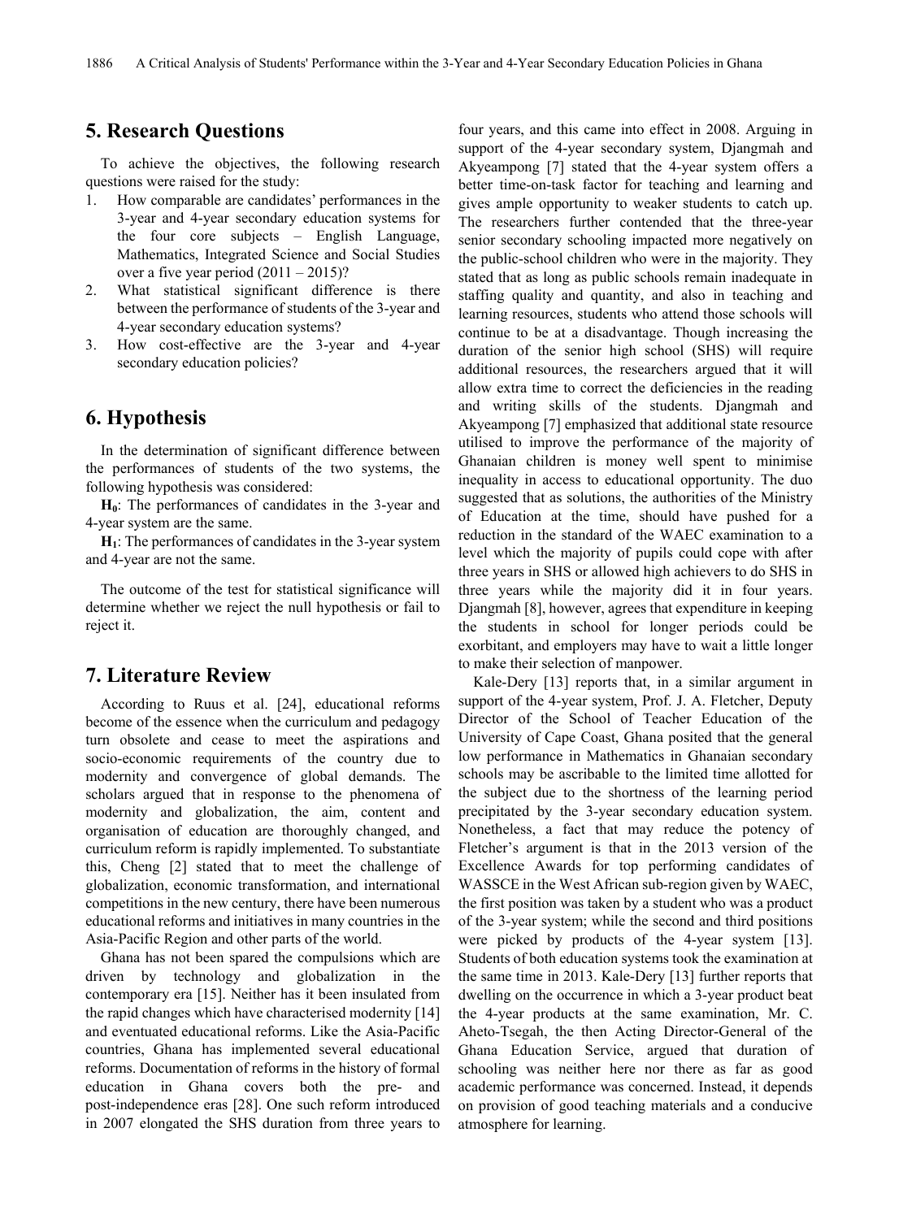## 5. Research Questions

To achieve the objectives, the following research questions were raised for the study:

1. How comparable are candidates' performances in the 3-year and 4-year secondary education systems for the four core subjects – English Language, Mathematics, Integrated Science and Social Studies over a five year period (2011 – 2015)?
2. What statistical significant difference is there between the performance of students of the 3-year and 4-year secondary education systems?
3. How cost-effective are the 3-year and 4-year secondary education policies?

## 6. Hypothesis

In the determination of significant difference between the performances of students of the two systems, the following hypothesis was considered:

**$H_0$**: The performances of candidates in the 3-year and 4-year system are the same.

**$H_1$**: The performances of candidates in the 3-year system and 4-year are not the same.

The outcome of the test for statistical significance will determine whether we reject the null hypothesis or fail to reject it.

## 7. Literature Review

According to Ruus et al. [24], educational reforms become of the essence when the curriculum and pedagogy turn obsolete and cease to meet the aspirations and socio-economic requirements of the country due to modernity and convergence of global demands. The scholars argued that in response to the phenomena of modernity and globalization, the aim, content and organisation of education are thoroughly changed, and curriculum reform is rapidly implemented. To substantiate this, Cheng [2] stated that to meet the challenge of globalization, economic transformation, and international competitions in the new century, there have been numerous educational reforms and initiatives in many countries in the Asia-Pacific Region and other parts of the world.

Ghana has not been spared the compulsions which are driven by technology and globalization in the contemporary era [15]. Neither has it been insulated from the rapid changes which have characterised modernity [14] and eventuated educational reforms. Like the Asia-Pacific countries, Ghana has implemented several educational reforms. Documentation of reforms in the history of formal education in Ghana covers both the pre- and post-independence eras [28]. One such reform introduced in 2007 elongated the SHS duration from three years to four years, and this came into effect in 2008. Arguing in support of the 4-year secondary system, Djangmah and Akyeampong [7] stated that the 4-year system offers a better time-on-task factor for teaching and learning and gives ample opportunity to weaker students to catch up. The researchers further contended that the three-year senior secondary schooling impacted more negatively on the public-school children who were in the majority. They stated that as long as public schools remain inadequate in staffing quality and quantity, and also in teaching and learning resources, students who attend those schools will continue to be at a disadvantage. Though increasing the duration of the senior high school (SHS) will require additional resources, the researchers argued that it will allow extra time to correct the deficiencies in the reading and writing skills of the students. Djangmah and Akyeampong [7] emphasized that additional state resource utilised to improve the performance of the majority of Ghanaian children is money well spent to minimise inequality in access to educational opportunity. The duo suggested that as solutions, the authorities of the Ministry of Education at the time, should have pushed for a reduction in the standard of the WAEC examination to a level which the majority of pupils could cope with after three years in SHS or allowed high achievers to do SHS in three years while the majority did it in four years. Djangmah [8], however, agrees that expenditure in keeping the students in school for longer periods could be exorbitant, and employers may have to wait a little longer to make their selection of manpower.

Kale-Dery [13] reports that, in a similar argument in support of the 4-year system, Prof. J. A. Fletcher, Deputy Director of the School of Teacher Education of the University of Cape Coast, Ghana posited that the general low performance in Mathematics in Ghanaian secondary schools may be ascribable to the limited time allotted for the subject due to the shortness of the learning period precipitated by the 3-year secondary education system. Nonetheless, a fact that may reduce the potency of Fletcher's argument is that in the 2013 version of the Excellence Awards for top performing candidates of WASSCE in the West African sub-region given by WAEC, the first position was taken by a student who was a product of the 3-year system; while the second and third positions were picked by products of the 4-year system [13]. Students of both education systems took the examination at the same time in 2013. Kale-Dery [13] further reports that dwelling on the occurrence in which a 3-year product beat the 4-year products at the same examination, Mr. C. Aheto-Tsegah, the then Acting Director-General of the Ghana Education Service, argued that duration of schooling was neither here nor there as far as good academic performance was concerned. Instead, it depends on provision of good teaching materials and a conducive atmosphere for learning.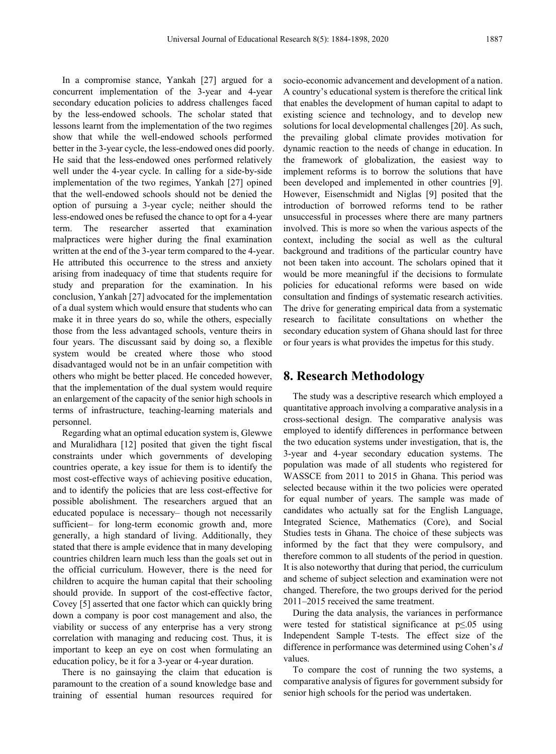In a compromise stance, Yankah [27] argued for a concurrent implementation of the 3-year and 4-year secondary education policies to address challenges faced by the less-endowed schools. The scholar stated that lessons learnt from the implementation of the two regimes show that while the well-endowed schools performed better in the 3-year cycle, the less-endowed ones did poorly. He said that the less-endowed ones performed relatively well under the 4-year cycle. In calling for a side-by-side implementation of the two regimes, Yankah [27] opined that the well-endowed schools should not be denied the option of pursuing a 3-year cycle; neither should the less-endowed ones be refused the chance to opt for a 4-year term. The researcher asserted that examination malpractices were higher during the final examination written at the end of the 3-year term compared to the 4-year. He attributed this occurrence to the stress and anxiety arising from inadequacy of time that students require for study and preparation for the examination. In his conclusion, Yankah [27] advocated for the implementation of a dual system which would ensure that students who can make it in three years do so, while the others, especially those from the less advantaged schools, venture theirs in four years. The discussant said by doing so, a flexible system would be created where those who stood disadvantaged would not be in an unfair competition with others who might be better placed. He conceded however, that the implementation of the dual system would require an enlargement of the capacity of the senior high schools in terms of infrastructure, teaching-learning materials and personnel.

Regarding what an optimal education system is, Glewwe and Muralidhara [12] posited that given the tight fiscal constraints under which governments of developing countries operate, a key issue for them is to identify the most cost-effective ways of achieving positive education, and to identify the policies that are less cost-effective for possible abolishment. The researchers argued that an educated populace is necessary– though not necessarily sufficient– for long-term economic growth and, more generally, a high standard of living. Additionally, they stated that there is ample evidence that in many developing countries children learn much less than the goals set out in the official curriculum. However, there is the need for children to acquire the human capital that their schooling should provide. In support of the cost-effective factor, Covey [5] asserted that one factor which can quickly bring down a company is poor cost management and also, the viability or success of any enterprise has a very strong correlation with managing and reducing cost. Thus, it is important to keep an eye on cost when formulating an education policy, be it for a 3-year or 4-year duration.

There is no gainsaying the claim that education is paramount to the creation of a sound knowledge base and training of essential human resources required for socio-economic advancement and development of a nation. A country's educational system is therefore the critical link that enables the development of human capital to adapt to existing science and technology, and to develop new solutions for local developmental challenges [20]. As such, the prevailing global climate provides motivation for dynamic reaction to the needs of change in education. In the framework of globalization, the easiest way to implement reforms is to borrow the solutions that have been developed and implemented in other countries [9]. However, Eisenschmidt and Niglas [9] posited that the introduction of borrowed reforms tend to be rather unsuccessful in processes where there are many partners involved. This is more so when the various aspects of the context, including the social as well as the cultural background and traditions of the particular country have not been taken into account. The scholars opined that it would be more meaningful if the decisions to formulate policies for educational reforms were based on wide consultation and findings of systematic research activities. The drive for generating empirical data from a systematic research to facilitate consultations on whether the secondary education system of Ghana should last for three or four years is what provides the impetus for this study.

## 8. Research Methodology

The study was a descriptive research which employed a quantitative approach involving a comparative analysis in a cross-sectional design. The comparative analysis was employed to identify differences in performance between the two education systems under investigation, that is, the 3-year and 4-year secondary education systems. The population was made of all students who registered for WASSCE from 2011 to 2015 in Ghana. This period was selected because within it the two policies were operated for equal number of years. The sample was made of candidates who actually sat for the English Language, Integrated Science, Mathematics (Core), and Social Studies tests in Ghana. The choice of these subjects was informed by the fact that they were compulsory, and therefore common to all students of the period in question. It is also noteworthy that during that period, the curriculum and scheme of subject selection and examination were not changed. Therefore, the two groups derived for the period 2011–2015 received the same treatment.

During the data analysis, the variances in performance were tested for statistical significance at $p \leq .05$ using Independent Sample T-tests. The effect size of the difference in performance was determined using Cohen's $d$ values.

To compare the cost of running the two systems, a comparative analysis of figures for government subsidy for senior high schools for the period was undertaken.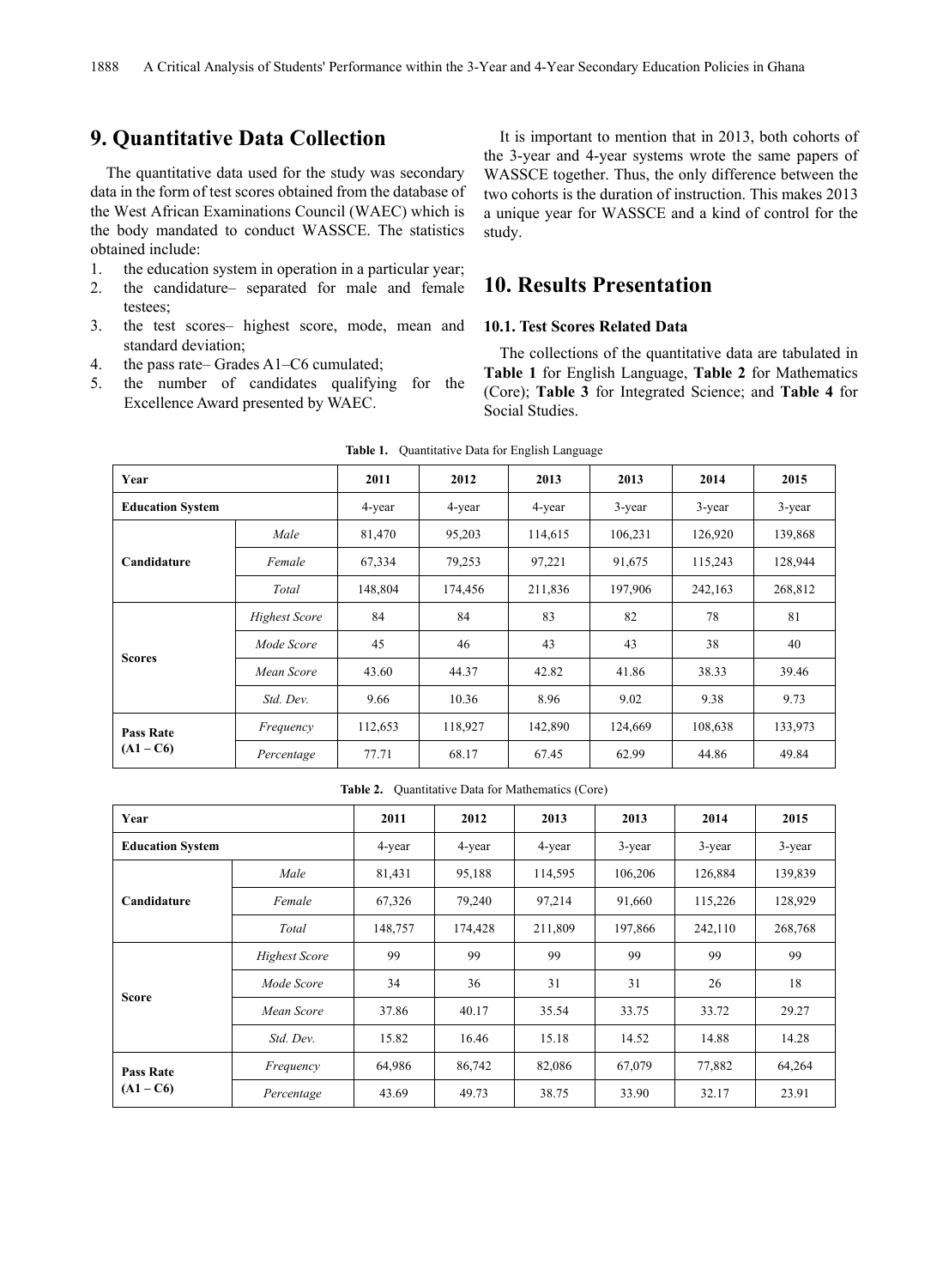## 9. Quantitative Data Collection

The quantitative data used for the study was secondary data in the form of test scores obtained from the database of the West African Examinations Council (WAEC) which is the body mandated to conduct WASSCE. The statistics obtained include:

1. the education system in operation in a particular year;
2. the candidature– separated for male and female testees;
3. the test scores– highest score, mode, mean and standard deviation;
4. the pass rate– Grades A1–C6 cumulated;
5. the number of candidates qualifying for the Excellence Award presented by WAEC.

It is important to mention that in 2013, both cohorts of the 3-year and 4-year systems wrote the same papers of WASSCE together. Thus, the only difference between the two cohorts is the duration of instruction. This makes 2013 a unique year for WASSCE and a kind of control for the study.

## 10. Results Presentation

### 10.1. Test Scores Related Data

The collections of the quantitative data are tabulated in **Table 1** for English Language, **Table 2** for Mathematics (Core); **Table 3** for Integrated Science; and **Table 4** for Social Studies.

**Table 1.** Quantitative Data for English Language

| Year | | 2011 | 2012 | 2013 | 2013 | 2014 | 2015 |
|---|---|---|---|---|---|---|---|
| **Education System** | | 4-year | 4-year | 4-year | 3-year | 3-year | 3-year |
| **Candidature** | *Male* | 81,470 | 95,203 | 114,615 | 106,231 | 126,920 | 139,868 |
| | *Female* | 67,334 | 79,253 | 97,221 | 91,675 | 115,243 | 128,944 |
| | *Total* | 148,804 | 174,456 | 211,836 | 197,906 | 242,163 | 268,812 |
| **Scores** | *Highest Score* | 84 | 84 | 83 | 82 | 78 | 81 |
| | *Mode Score* | 45 | 46 | 43 | 43 | 38 | 40 |
| | *Mean Score* | 43.60 | 44.37 | 42.82 | 41.86 | 38.33 | 39.46 |
| | *Std. Dev.* | 9.66 | 10.36 | 8.96 | 9.02 | 9.38 | 9.73 |
| **Pass Rate (A1 – C6)** | *Frequency* | 112,653 | 118,927 | 142,890 | 124,669 | 108,638 | 133,973 |
| | *Percentage* | 77.71 | 68.17 | 67.45 | 62.99 | 44.86 | 49.84 |

**Table 2.** Quantitative Data for Mathematics (Core)

| Year | | 2011 | 2012 | 2013 | 2013 | 2014 | 2015 |
|---|---|---|---|---|---|---|---|
| **Education System** | | 4-year | 4-year | 4-year | 3-year | 3-year | 3-year |
| **Candidature** | *Male* | 81,431 | 95,188 | 114,595 | 106,206 | 126,884 | 139,839 |
| | *Female* | 67,326 | 79,240 | 97,214 | 91,660 | 115,226 | 128,929 |
| | *Total* | 148,757 | 174,428 | 211,809 | 197,866 | 242,110 | 268,768 |
| **Score** | *Highest Score* | 99 | 99 | 99 | 99 | 99 | 99 |
| | *Mode Score* | 34 | 36 | 31 | 31 | 26 | 18 |
| | *Mean Score* | 37.86 | 40.17 | 35.54 | 33.75 | 33.72 | 29.27 |
| | *Std. Dev.* | 15.82 | 16.46 | 15.18 | 14.52 | 14.88 | 14.28 |
| **Pass Rate (A1 – C6)** | *Frequency* | 64,986 | 86,742 | 82,086 | 67,079 | 77,882 | 64,264 |
| | *Percentage* | 43.69 | 49.73 | 38.75 | 33.90 | 32.17 | 23.91 |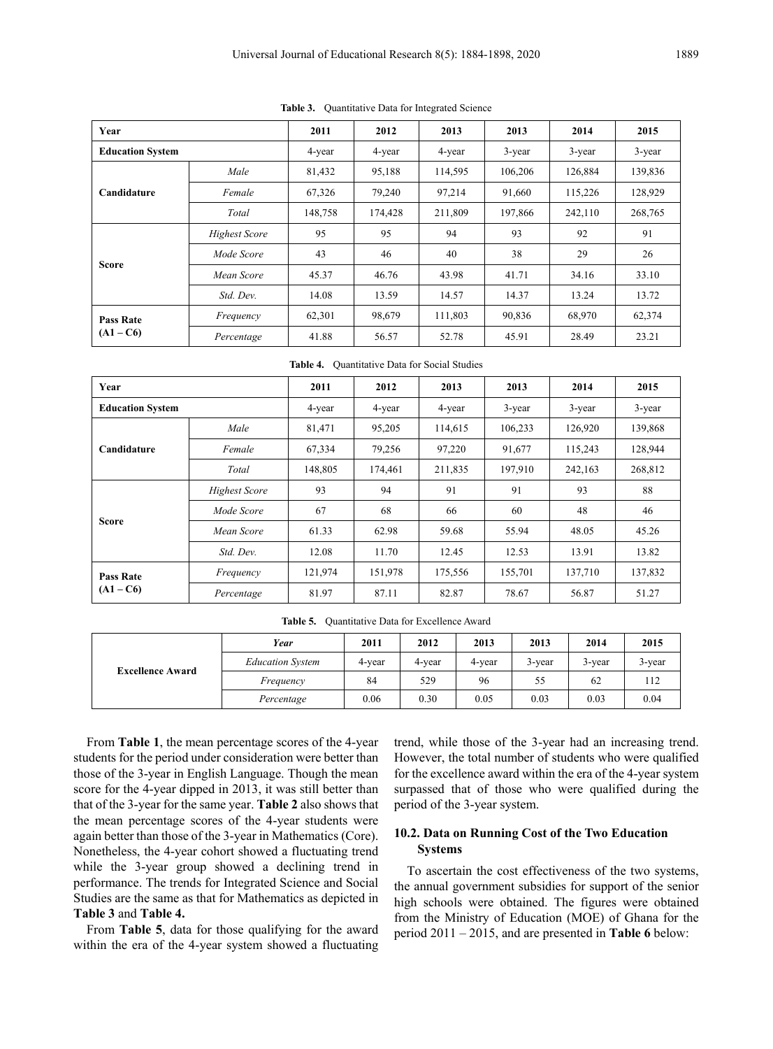**Table 3.** Quantitative Data for Integrated Science

| Year | | 2011 | 2012 | 2013 | 2013 | 2014 | 2015 |
|---|---|---|---|---|---|---|---|
| **Education System** | | 4-year | 4-year | 4-year | 3-year | 3-year | 3-year |
| **Candidature** | *Male* | 81,432 | 95,188 | 114,595 | 106,206 | 126,884 | 139,836 |
| | *Female* | 67,326 | 79,240 | 97,214 | 91,660 | 115,226 | 128,929 |
| | *Total* | 148,758 | 174,428 | 211,809 | 197,866 | 242,110 | 268,765 |
| **Score** | *Highest Score* | 95 | 95 | 94 | 93 | 92 | 91 |
| | *Mode Score* | 43 | 46 | 40 | 38 | 29 | 26 |
| | *Mean Score* | 45.37 | 46.76 | 43.98 | 41.71 | 34.16 | 33.10 |
| | *Std. Dev.* | 14.08 | 13.59 | 14.57 | 14.37 | 13.24 | 13.72 |
| **Pass Rate (A1 – C6)** | *Frequency* | 62,301 | 98,679 | 111,803 | 90,836 | 68,970 | 62,374 |
| | *Percentage* | 41.88 | 56.57 | 52.78 | 45.91 | 28.49 | 23.21 |

**Table 4.** Quantitative Data for Social Studies

| Year | | 2011 | 2012 | 2013 | 2013 | 2014 | 2015 |
|---|---|---|---|---|---|---|---|
| **Education System** | | 4-year | 4-year | 4-year | 3-year | 3-year | 3-year |
| **Candidature** | *Male* | 81,471 | 95,205 | 114,615 | 106,233 | 126,920 | 139,868 |
| | *Female* | 67,334 | 79,256 | 97,220 | 91,677 | 115,243 | 128,944 |
| | *Total* | 148,805 | 174,461 | 211,835 | 197,910 | 242,163 | 268,812 |
| **Score** | *Highest Score* | 93 | 94 | 91 | 91 | 93 | 88 |
| | *Mode Score* | 67 | 68 | 66 | 60 | 48 | 46 |
| | *Mean Score* | 61.33 | 62.98 | 59.68 | 55.94 | 48.05 | 45.26 |
| | *Std. Dev.* | 12.08 | 11.70 | 12.45 | 12.53 | 13.91 | 13.82 |
| **Pass Rate (A1 – C6)** | *Frequency* | 121,974 | 151,978 | 175,556 | 155,701 | 137,710 | 137,832 |
| | *Percentage* | 81.97 | 87.11 | 82.87 | 78.67 | 56.87 | 51.27 |

**Table 5.** Quantitative Data for Excellence Award

| | *Year* | 2011 | 2012 | 2013 | 2013 | 2014 | 2015 |
|---|---|---|---|---|---|---|---|
| **Excellence Award** | *Education System* | 4-year | 4-year | 4-year | 3-year | 3-year | 3-year |
| | *Frequency* | 84 | 529 | 96 | 55 | 62 | 112 |
| | *Percentage* | 0.06 | 0.30 | 0.05 | 0.03 | 0.03 | 0.04 |

From **Table 1**, the mean percentage scores of the 4-year students for the period under consideration were better than those of the 3-year in English Language. Though the mean score for the 4-year dipped in 2013, it was still better than that of the 3-year for the same year. **Table 2** also shows that the mean percentage scores of the 4-year students were again better than those of the 3-year in Mathematics (Core). Nonetheless, the 4-year cohort showed a fluctuating trend while the 3-year group showed a declining trend in performance. The trends for Integrated Science and Social Studies are the same as that for Mathematics as depicted in **Table 3** and **Table 4.**

From **Table 5**, data for those qualifying for the award within the era of the 4-year system showed a fluctuating trend, while those of the 3-year had an increasing trend. However, the total number of students who were qualified for the excellence award within the era of the 4-year system surpassed that of those who were qualified during the period of the 3-year system.

### 10.2. Data on Running Cost of the Two Education Systems

To ascertain the cost effectiveness of the two systems, the annual government subsidies for support of the senior high schools were obtained. The figures were obtained from the Ministry of Education (MOE) of Ghana for the period 2011 – 2015, and are presented in **Table 6** below: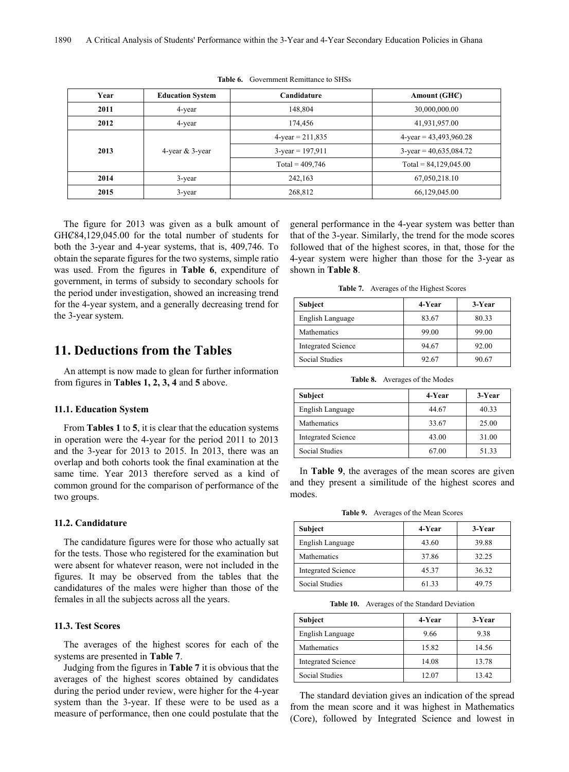**Table 6.** Government Remittance to SHSs

| Year | Education System | Candidature | Amount (GH₵) |
|---|---|---|---|
| 2011 | 4-year | 148,804 | 30,000,000.00 |
| 2012 | 4-year | 174,456 | 41,931,957.00 |
| 2013 | 4-year & 3-year | 4-year = 211,835 | 4-year = 43,493,960.28 |
| | | 3-year = 197,911 | 3-year = 40,635,084.72 |
| | | Total = 409,746 | Total = 84,129,045.00 |
| 2014 | 3-year | 242,163 | 67,050,218.10 |
| 2015 | 3-year | 268,812 | 66,129,045.00 |

The figure for 2013 was given as a bulk amount of GH₵84,129,045.00 for the total number of students for both the 3-year and 4-year systems, that is, 409,746. To obtain the separate figures for the two systems, simple ratio was used. From the figures in **Table 6**, expenditure of government, in terms of subsidy to secondary schools for the period under investigation, showed an increasing trend for the 4-year system, and a generally decreasing trend for the 3-year system.

## 11. Deductions from the Tables

An attempt is now made to glean for further information from figures in **Tables 1, 2, 3, 4** and **5** above.

### 11.1. Education System

From **Tables 1** to **5**, it is clear that the education systems in operation were the 4-year for the period 2011 to 2013 and the 3-year for 2013 to 2015. In 2013, there was an overlap and both cohorts took the final examination at the same time. Year 2013 therefore served as a kind of common ground for the comparison of performance of the two groups.

### 11.2. Candidature

The candidature figures were for those who actually sat for the tests. Those who registered for the examination but were absent for whatever reason, were not included in the figures. It may be observed from the tables that the candidatures of the males were higher than those of the females in all the subjects across all the years.

### 11.3. Test Scores

The averages of the highest scores for each of the systems are presented in **Table 7**.

Judging from the figures in **Table 7** it is obvious that the averages of the highest scores obtained by candidates during the period under review, were higher for the 4-year system than the 3-year. If these were to be used as a measure of performance, then one could postulate that the general performance in the 4-year system was better than that of the 3-year. Similarly, the trend for the mode scores followed that of the highest scores, in that, those for the 4-year system were higher than those for the 3-year as shown in **Table 8**.

**Table 7.** Averages of the Highest Scores

| Subject | 4-Year | 3-Year |
|---|---|---|
| English Language | 83.67 | 80.33 |
| Mathematics | 99.00 | 99.00 |
| Integrated Science | 94.67 | 92.00 |
| Social Studies | 92.67 | 90.67 |

**Table 8.** Averages of the Modes

| Subject | 4-Year | 3-Year |
|---|---|---|
| English Language | 44.67 | 40.33 |
| Mathematics | 33.67 | 25.00 |
| Integrated Science | 43.00 | 31.00 |
| Social Studies | 67.00 | 51.33 |

In **Table 9**, the averages of the mean scores are given and they present a similitude of the highest scores and modes.

**Table 9.** Averages of the Mean Scores

| Subject | 4-Year | 3-Year |
|---|---|---|
| English Language | 43.60 | 39.88 |
| Mathematics | 37.86 | 32.25 |
| Integrated Science | 45.37 | 36.32 |
| Social Studies | 61.33 | 49.75 |

**Table 10.** Averages of the Standard Deviation

| Subject | 4-Year | 3-Year |
|---|---|---|
| English Language | 9.66 | 9.38 |
| Mathematics | 15.82 | 14.56 |
| Integrated Science | 14.08 | 13.78 |
| Social Studies | 12.07 | 13.42 |

The standard deviation gives an indication of the spread from the mean score and it was highest in Mathematics (Core), followed by Integrated Science and lowest in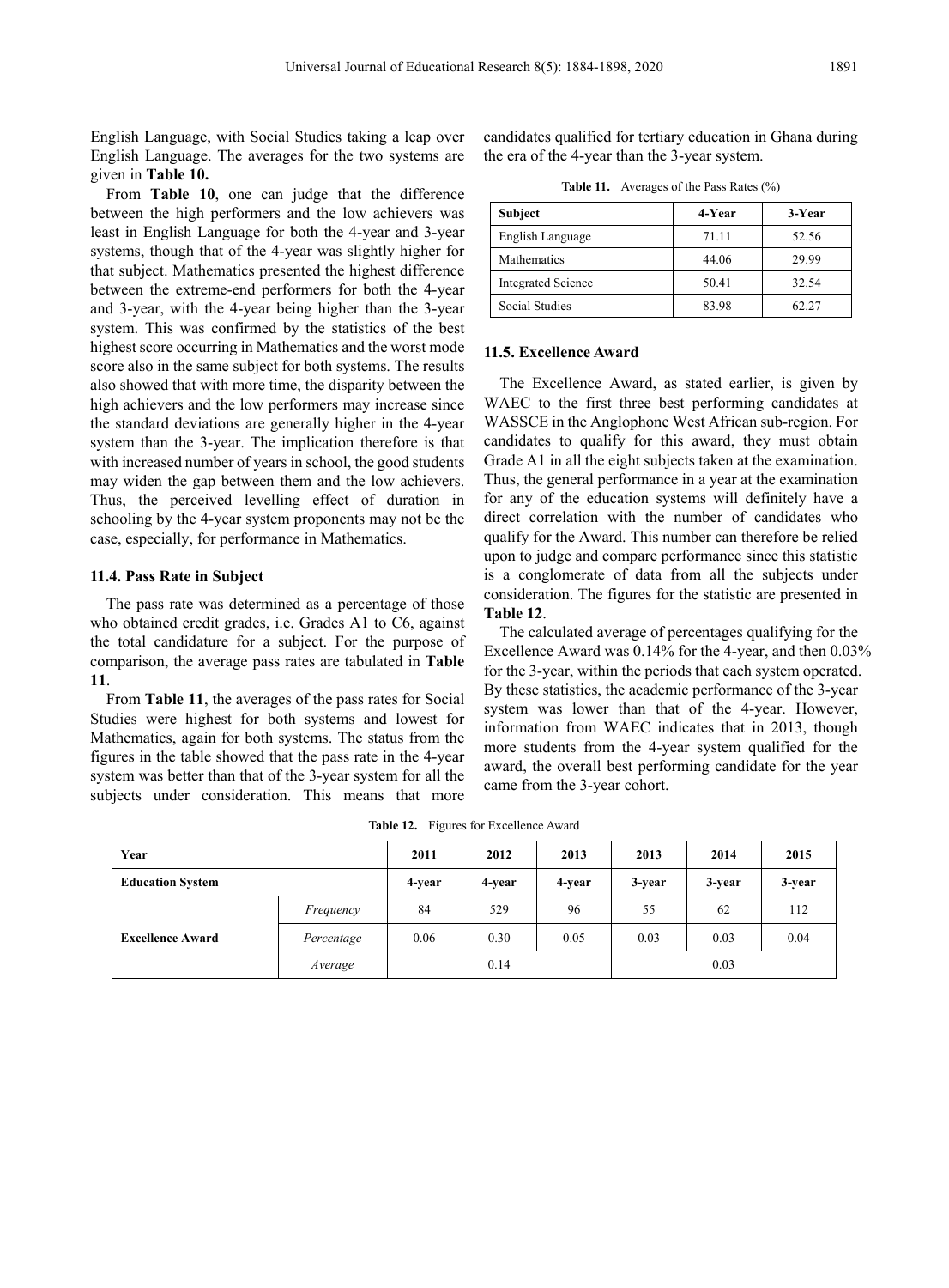English Language, with Social Studies taking a leap over English Language. The averages for the two systems are given in **Table 10.**

From **Table 10**, one can judge that the difference between the high performers and the low achievers was least in English Language for both the 4-year and 3-year systems, though that of the 4-year was slightly higher for that subject. Mathematics presented the highest difference between the extreme-end performers for both the 4-year and 3-year, with the 4-year being higher than the 3-year system. This was confirmed by the statistics of the best highest score occurring in Mathematics and the worst mode score also in the same subject for both systems. The results also showed that with more time, the disparity between the high achievers and the low performers may increase since the standard deviations are generally higher in the 4-year system than the 3-year. The implication therefore is that with increased number of years in school, the good students may widen the gap between them and the low achievers. Thus, the perceived levelling effect of duration in schooling by the 4-year system proponents may not be the case, especially, for performance in Mathematics.

### 11.4. Pass Rate in Subject

The pass rate was determined as a percentage of those who obtained credit grades, i.e. Grades A1 to C6, against the total candidature for a subject. For the purpose of comparison, the average pass rates are tabulated in **Table 11**.

From **Table 11**, the averages of the pass rates for Social Studies were highest for both systems and lowest for Mathematics, again for both systems. The status from the figures in the table showed that the pass rate in the 4-year system was better than that of the 3-year system for all the subjects under consideration. This means that more candidates qualified for tertiary education in Ghana during the era of the 4-year than the 3-year system.

**Table 11.** Averages of the Pass Rates (%)

| Subject | 4-Year | 3-Year |
|---|---|---|
| English Language | 71.11 | 52.56 |
| Mathematics | 44.06 | 29.99 |
| Integrated Science | 50.41 | 32.54 |
| Social Studies | 83.98 | 62.27 |

### 11.5. Excellence Award

The Excellence Award, as stated earlier, is given by WAEC to the first three best performing candidates at WASSCE in the Anglophone West African sub-region. For candidates to qualify for this award, they must obtain Grade A1 in all the eight subjects taken at the examination. Thus, the general performance in a year at the examination for any of the education systems will definitely have a direct correlation with the number of candidates who qualify for the Award. This number can therefore be relied upon to judge and compare performance since this statistic is a conglomerate of data from all the subjects under consideration. The figures for the statistic are presented in **Table 12**.

The calculated average of percentages qualifying for the Excellence Award was 0.14% for the 4-year, and then 0.03% for the 3-year, within the periods that each system operated. By these statistics, the academic performance of the 3-year system was lower than that of the 4-year. However, information from WAEC indicates that in 2013, though more students from the 4-year system qualified for the award, the overall best performing candidate for the year came from the 3-year cohort.

**Table 12.** Figures for Excellence Award

| **Year** | | **2011** | **2012** | **2013** | **2013** | **2014** | **2015** |
|---|---|---|---|---|---|---|---|
| **Education System** | | **4-year** | **4-year** | **4-year** | **3-year** | **3-year** | **3-year** |
| **Excellence Award** | *Frequency* | 84 | 529 | 96 | 55 | 62 | 112 |
| | *Percentage* | 0.06 | 0.30 | 0.05 | 0.03 | 0.03 | 0.04 |
| | *Average* | 0.14 | | | 0.03 | | |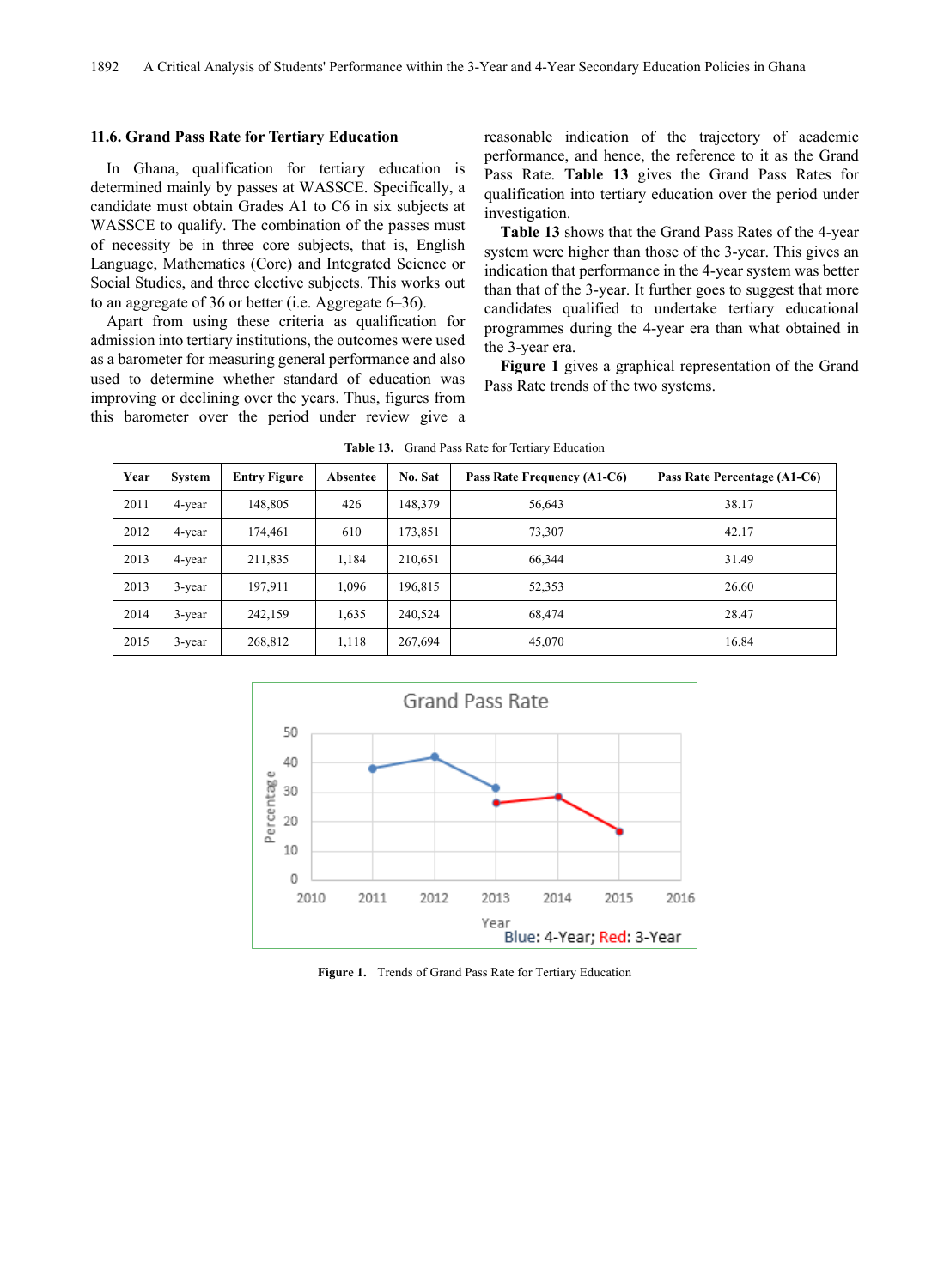### 11.6. Grand Pass Rate for Tertiary Education

In Ghana, qualification for tertiary education is determined mainly by passes at WASSCE. Specifically, a candidate must obtain Grades A1 to C6 in six subjects at WASSCE to qualify. The combination of the passes must of necessity be in three core subjects, that is, English Language, Mathematics (Core) and Integrated Science or Social Studies, and three elective subjects. This works out to an aggregate of 36 or better (i.e. Aggregate 6–36).

Apart from using these criteria as qualification for admission into tertiary institutions, the outcomes were used as a barometer for measuring general performance and also used to determine whether standard of education was improving or declining over the years. Thus, figures from this barometer over the period under review give a reasonable indication of the trajectory of academic performance, and hence, the reference to it as the Grand Pass Rate. **Table 13** gives the Grand Pass Rates for qualification into tertiary education over the period under investigation.

**Table 13** shows that the Grand Pass Rates of the 4-year system were higher than those of the 3-year. This gives an indication that performance in the 4-year system was better than that of the 3-year. It further goes to suggest that more candidates qualified to undertake tertiary educational programmes during the 4-year era than what obtained in the 3-year era.

**Figure 1** gives a graphical representation of the Grand Pass Rate trends of the two systems.

**Table 13.** Grand Pass Rate for Tertiary Education

| Year | System | Entry Figure | Absentee | No. Sat | Pass Rate Frequency (A1-C6) | Pass Rate Percentage (A1-C6) |
|---|---|---|---|---|---|---|
| 2011 | 4-year | 148,805 | 426 | 148,379 | 56,643 | 38.17 |
| 2012 | 4-year | 174,461 | 610 | 173,851 | 73,307 | 42.17 |
| 2013 | 4-year | 211,835 | 1,184 | 210,651 | 66,344 | 31.49 |
| 2013 | 3-year | 197,911 | 1,096 | 196,815 | 52,353 | 26.60 |
| 2014 | 3-year | 242,159 | 1,635 | 240,524 | 68,474 | 28.47 |
| 2015 | 3-year | 268,812 | 1,118 | 267,694 | 45,070 | 16.84 |

**Figure 1.** Trends of Grand Pass Rate for Tertiary Education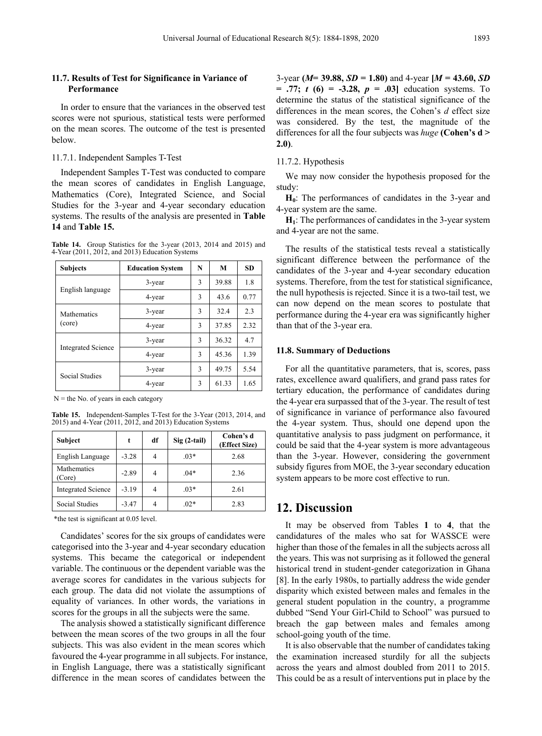### 11.7. Results of Test for Significance in Variance of Performance

In order to ensure that the variances in the observed test scores were not spurious, statistical tests were performed on the mean scores. The outcome of the test is presented below.

#### 11.7.1. Independent Samples T-Test

Independent Samples T-Test was conducted to compare the mean scores of candidates in English Language, Mathematics (Core), Integrated Science, and Social Studies for the 3-year and 4-year secondary education systems. The results of the analysis are presented in **Table 14** and **Table 15.**

**Table 14.** Group Statistics for the 3-year (2013, 2014 and 2015) and 4-Year (2011, 2012, and 2013) Education Systems

| Subjects | Education System | N | M | SD |
|---|---|---|---|---|
| English language | 3-year | 3 | 39.88 | 1.8 |
| | 4-year | 3 | 43.6 | 0.77 |
| Mathematics (core) | 3-year | 3 | 32.4 | 2.3 |
| | 4-year | 3 | 37.85 | 2.32 |
| Integrated Science | 3-year | 3 | 36.32 | 4.7 |
| | 4-year | 3 | 45.36 | 1.39 |
| Social Studies | 3-year | 3 | 49.75 | 5.54 |
| | 4-year | 3 | 61.33 | 1.65 |

N = the No. of years in each category

**Table 15.** Independent-Samples T-Test for the 3-Year (2013, 2014, and 2015) and 4-Year (2011, 2012, and 2013) Education Systems

| Subject | t | df | Sig (2-tail) | Cohen's d (Effect Size) |
|---|---|---|---|---|
| English Language | -3.28 | 4 | .03* | 2.68 |
| Mathematics (Core) | -2.89 | 4 | .04* | 2.36 |
| Integrated Science | -3.19 | 4 | .03* | 2.61 |
| Social Studies | -3.47 | 4 | .02* | 2.83 |

*the test is significant at 0.05 level.

Candidates' scores for the six groups of candidates were categorised into the 3-year and 4-year secondary education systems. This became the categorical or independent variable. The continuous or the dependent variable was the average scores for candidates in the various subjects for each group. The data did not violate the assumptions of equality of variances. In other words, the variations in scores for the groups in all the subjects were the same.

The analysis showed a statistically significant difference between the mean scores of the two groups in all the four subjects. This was also evident in the mean scores which favoured the 4-year programme in all subjects. For instance, in English Language, there was a statistically significant difference in the mean scores of candidates between the 3-year **(*M*= 39.88, *SD* = 1.80)** and 4-year **[*M* = 43.60, *SD* = .77; *t* (6) = -3.28, *p* = .03]** education systems. To determine the status of the statistical significance of the differences in the mean scores, the Cohen's *d* effect size was considered. By the test, the magnitude of the differences for all the four subjects was *huge* **(Cohen's d > 2.0)**.

#### 11.7.2. Hypothesis

We may now consider the hypothesis proposed for the study:

**$H_0$**: The performances of candidates in the 3-year and 4-year system are the same.

**$H_1$**: The performances of candidates in the 3-year system and 4-year are not the same.

The results of the statistical tests reveal a statistically significant difference between the performance of the candidates of the 3-year and 4-year secondary education systems. Therefore, from the test for statistical significance, the null hypothesis is rejected. Since it is a two-tail test, we can now depend on the mean scores to postulate that performance during the 4-year era was significantly higher than that of the 3-year era.

### 11.8. Summary of Deductions

For all the quantitative parameters, that is, scores, pass rates, excellence award qualifiers, and grand pass rates for tertiary education, the performance of candidates during the 4-year era surpassed that of the 3-year. The result of test of significance in variance of performance also favoured the 4-year system. Thus, should one depend upon the quantitative analysis to pass judgment on performance, it could be said that the 4-year system is more advantageous than the 3-year. However, considering the government subsidy figures from MOE, the 3-year secondary education system appears to be more cost effective to run.

## 12. Discussion

It may be observed from Tables **1** to **4**, that the candidatures of the males who sat for WASSCE were higher than those of the females in all the subjects across all the years. This was not surprising as it followed the general historical trend in student-gender categorization in Ghana [8]. In the early 1980s, to partially address the wide gender disparity which existed between males and females in the general student population in the country, a programme dubbed "Send Your Girl-Child to School" was pursued to breach the gap between males and females among school-going youth of the time.

It is also observable that the number of candidates taking the examination increased sturdily for all the subjects across the years and almost doubled from 2011 to 2015. This could be as a result of interventions put in place by the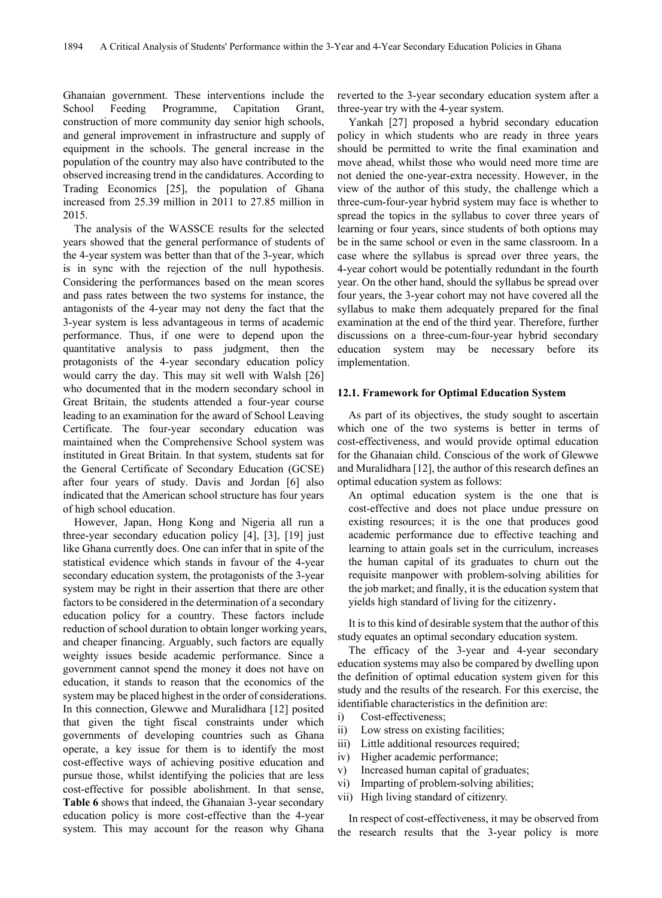Ghanaian government. These interventions include the School Feeding Programme, Capitation Grant, construction of more community day senior high schools, and general improvement in infrastructure and supply of equipment in the schools. The general increase in the population of the country may also have contributed to the observed increasing trend in the candidatures. According to Trading Economics [25], the population of Ghana increased from 25.39 million in 2011 to 27.85 million in 2015.

The analysis of the WASSCE results for the selected years showed that the general performance of students of the 4-year system was better than that of the 3-year, which is in sync with the rejection of the null hypothesis. Considering the performances based on the mean scores and pass rates between the two systems for instance, the antagonists of the 4-year may not deny the fact that the 3-year system is less advantageous in terms of academic performance. Thus, if one were to depend upon the quantitative analysis to pass judgment, then the protagonists of the 4-year secondary education policy would carry the day. This may sit well with Walsh [26] who documented that in the modern secondary school in Great Britain, the students attended a four-year course leading to an examination for the award of School Leaving Certificate. The four-year secondary education was maintained when the Comprehensive School system was instituted in Great Britain. In that system, students sat for the General Certificate of Secondary Education (GCSE) after four years of study. Davis and Jordan [6] also indicated that the American school structure has four years of high school education.

However, Japan, Hong Kong and Nigeria all run a three-year secondary education policy [4], [3], [19] just like Ghana currently does. One can infer that in spite of the statistical evidence which stands in favour of the 4-year secondary education system, the protagonists of the 3-year system may be right in their assertion that there are other factors to be considered in the determination of a secondary education policy for a country. These factors include reduction of school duration to obtain longer working years, and cheaper financing. Arguably, such factors are equally weighty issues beside academic performance. Since a government cannot spend the money it does not have on education, it stands to reason that the economics of the system may be placed highest in the order of considerations. In this connection, Glewwe and Muralidhara [12] posited that given the tight fiscal constraints under which governments of developing countries such as Ghana operate, a key issue for them is to identify the most cost-effective ways of achieving positive education and pursue those, whilst identifying the policies that are less cost-effective for possible abolishment. In that sense, **Table 6** shows that indeed, the Ghanaian 3-year secondary education policy is more cost-effective than the 4-year system. This may account for the reason why Ghana reverted to the 3-year secondary education system after a three-year try with the 4-year system.

Yankah [27] proposed a hybrid secondary education policy in which students who are ready in three years should be permitted to write the final examination and move ahead, whilst those who would need more time are not denied the one-year-extra necessity. However, in the view of the author of this study, the challenge which a three-cum-four-year hybrid system may face is whether to spread the topics in the syllabus to cover three years of learning or four years, since students of both options may be in the same school or even in the same classroom. In a case where the syllabus is spread over three years, the 4-year cohort would be potentially redundant in the fourth year. On the other hand, should the syllabus be spread over four years, the 3-year cohort may not have covered all the syllabus to make them adequately prepared for the final examination at the end of the third year. Therefore, further discussions on a three-cum-four-year hybrid secondary education system may be necessary before its implementation.

### 12.1. Framework for Optimal Education System

As part of its objectives, the study sought to ascertain which one of the two systems is better in terms of cost-effectiveness, and would provide optimal education for the Ghanaian child. Conscious of the work of Glewwe and Muralidhara [12], the author of this research defines an optimal education system as follows:

> An optimal education system is the one that is cost-effective and does not place undue pressure on existing resources; it is the one that produces good academic performance due to effective teaching and learning to attain goals set in the curriculum, increases the human capital of its graduates to churn out the requisite manpower with problem-solving abilities for the job market; and finally, it is the education system that yields high standard of living for the citizenry.

It is to this kind of desirable system that the author of this study equates an optimal secondary education system.

The efficacy of the 3-year and 4-year secondary education systems may also be compared by dwelling upon the definition of optimal education system given for this study and the results of the research. For this exercise, the identifiable characteristics in the definition are:

i) Cost-effectiveness;
ii) Low stress on existing facilities;
iii) Little additional resources required;
iv) Higher academic performance;
v) Increased human capital of graduates;
vi) Imparting of problem-solving abilities;
vii) High living standard of citizenry.

In respect of cost-effectiveness, it may be observed from the research results that the 3-year policy is more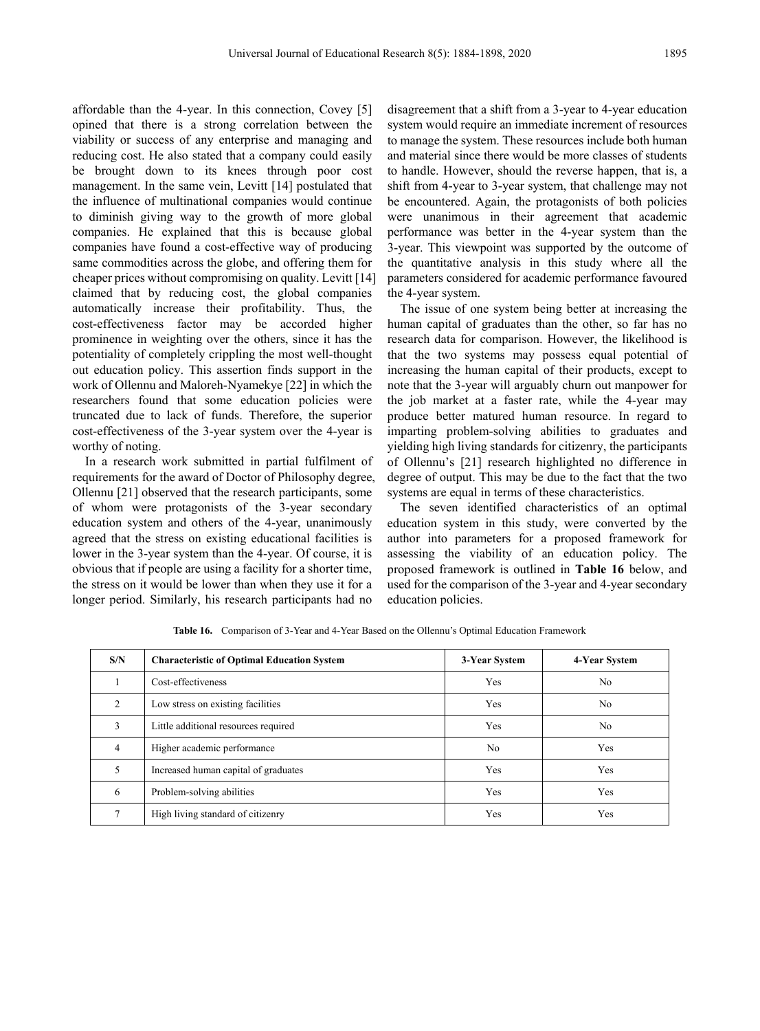affordable than the 4-year. In this connection, Covey [5] opined that there is a strong correlation between the viability or success of any enterprise and managing and reducing cost. He also stated that a company could easily be brought down to its knees through poor cost management. In the same vein, Levitt [14] postulated that the influence of multinational companies would continue to diminish giving way to the growth of more global companies. He explained that this is because global companies have found a cost-effective way of producing same commodities across the globe, and offering them for cheaper prices without compromising on quality. Levitt [14] claimed that by reducing cost, the global companies automatically increase their profitability. Thus, the cost-effectiveness factor may be accorded higher prominence in weighting over the others, since it has the potentiality of completely crippling the most well-thought out education policy. This assertion finds support in the work of Ollennu and Maloreh-Nyamekye [22] in which the researchers found that some education policies were truncated due to lack of funds. Therefore, the superior cost-effectiveness of the 3-year system over the 4-year is worthy of noting.

In a research work submitted in partial fulfilment of requirements for the award of Doctor of Philosophy degree, Ollennu [21] observed that the research participants, some of whom were protagonists of the 3-year secondary education system and others of the 4-year, unanimously agreed that the stress on existing educational facilities is lower in the 3-year system than the 4-year. Of course, it is obvious that if people are using a facility for a shorter time, the stress on it would be lower than when they use it for a longer period. Similarly, his research participants had no disagreement that a shift from a 3-year to 4-year education system would require an immediate increment of resources to manage the system. These resources include both human and material since there would be more classes of students to handle. However, should the reverse happen, that is, a shift from 4-year to 3-year system, that challenge may not be encountered. Again, the protagonists of both policies were unanimous in their agreement that academic performance was better in the 4-year system than the 3-year. This viewpoint was supported by the outcome of the quantitative analysis in this study where all the parameters considered for academic performance favoured the 4-year system.

The issue of one system being better at increasing the human capital of graduates than the other, so far has no research data for comparison. However, the likelihood is that the two systems may possess equal potential of increasing the human capital of their products, except to note that the 3-year will arguably churn out manpower for the job market at a faster rate, while the 4-year may produce better matured human resource. In regard to imparting problem-solving abilities to graduates and yielding high living standards for citizenry, the participants of Ollennu's [21] research highlighted no difference in degree of output. This may be due to the fact that the two systems are equal in terms of these characteristics.

The seven identified characteristics of an optimal education system in this study, were converted by the author into parameters for a proposed framework for assessing the viability of an education policy. The proposed framework is outlined in **Table 16** below, and used for the comparison of the 3-year and 4-year secondary education policies.

**Table 16.** Comparison of 3-Year and 4-Year Based on the Ollennu's Optimal Education Framework

| S/N | Characteristic of Optimal Education System | 3-Year System | 4-Year System |
|---|---|---|---|
| 1 | Cost-effectiveness | Yes | No |
| 2 | Low stress on existing facilities | Yes | No |
| 3 | Little additional resources required | Yes | No |
| 4 | Higher academic performance | No | Yes |
| 5 | Increased human capital of graduates | Yes | Yes |
| 6 | Problem-solving abilities | Yes | Yes |
| 7 | High living standard of citizenry | Yes | Yes |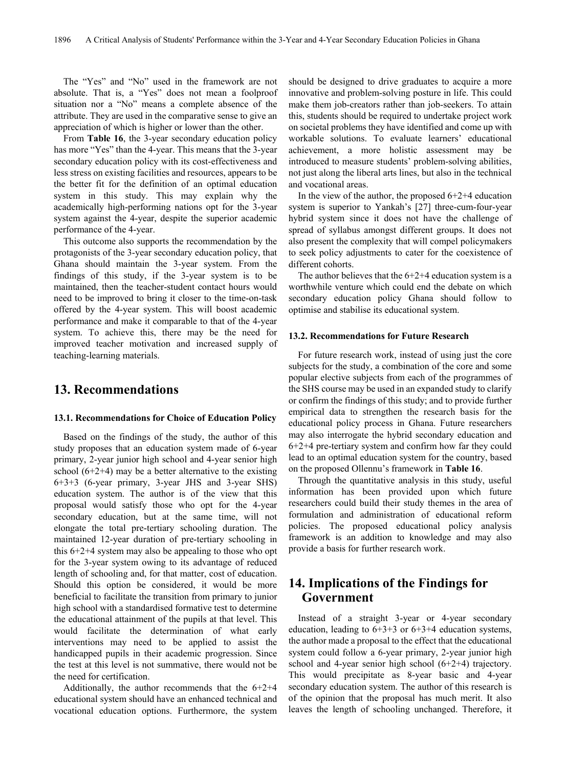The "Yes" and "No" used in the framework are not absolute. That is, a "Yes" does not mean a foolproof situation nor a "No" means a complete absence of the attribute. They are used in the comparative sense to give an appreciation of which is higher or lower than the other.

From **Table 16**, the 3-year secondary education policy has more "Yes" than the 4-year. This means that the 3-year secondary education policy with its cost-effectiveness and less stress on existing facilities and resources, appears to be the better fit for the definition of an optimal education system in this study. This may explain why the academically high-performing nations opt for the 3-year system against the 4-year, despite the superior academic performance of the 4-year.

This outcome also supports the recommendation by the protagonists of the 3-year secondary education policy, that Ghana should maintain the 3-year system. From the findings of this study, if the 3-year system is to be maintained, then the teacher-student contact hours would need to be improved to bring it closer to the time-on-task offered by the 4-year system. This will boost academic performance and make it comparable to that of the 4-year system. To achieve this, there may be the need for improved teacher motivation and increased supply of teaching-learning materials.

## 13. Recommendations

### 13.1. Recommendations for Choice of Education Policy

Based on the findings of the study, the author of this study proposes that an education system made of 6-year primary, 2-year junior high school and 4-year senior high school (6+2+4) may be a better alternative to the existing 6+3+3 (6-year primary, 3-year JHS and 3-year SHS) education system. The author is of the view that this proposal would satisfy those who opt for the 4-year secondary education, but at the same time, will not elongate the total pre-tertiary schooling duration. The maintained 12-year duration of pre-tertiary schooling in this 6+2+4 system may also be appealing to those who opt for the 3-year system owing to its advantage of reduced length of schooling and, for that matter, cost of education. Should this option be considered, it would be more beneficial to facilitate the transition from primary to junior high school with a standardised formative test to determine the educational attainment of the pupils at that level. This would facilitate the determination of what early interventions may need to be applied to assist the handicapped pupils in their academic progression. Since the test at this level is not summative, there would not be the need for certification.

Additionally, the author recommends that the 6+2+4 educational system should have an enhanced technical and vocational education options. Furthermore, the system should be designed to drive graduates to acquire a more innovative and problem-solving posture in life. This could make them job-creators rather than job-seekers. To attain this, students should be required to undertake project work on societal problems they have identified and come up with workable solutions. To evaluate learners' educational achievement, a more holistic assessment may be introduced to measure students' problem-solving abilities, not just along the liberal arts lines, but also in the technical and vocational areas.

In the view of the author, the proposed 6+2+4 education system is superior to Yankah's [27] three-cum-four-year hybrid system since it does not have the challenge of spread of syllabus amongst different groups. It does not also present the complexity that will compel policymakers to seek policy adjustments to cater for the coexistence of different cohorts.

The author believes that the 6+2+4 education system is a worthwhile venture which could end the debate on which secondary education policy Ghana should follow to optimise and stabilise its educational system.

### 13.2. Recommendations for Future Research

For future research work, instead of using just the core subjects for the study, a combination of the core and some popular elective subjects from each of the programmes of the SHS course may be used in an expanded study to clarify or confirm the findings of this study; and to provide further empirical data to strengthen the research basis for the educational policy process in Ghana. Future researchers may also interrogate the hybrid secondary education and 6+2+4 pre-tertiary system and confirm how far they could lead to an optimal education system for the country, based on the proposed Ollennu's framework in **Table 16**.

Through the quantitative analysis in this study, useful information has been provided upon which future researchers could build their study themes in the area of formulation and administration of educational reform policies. The proposed educational policy analysis framework is an addition to knowledge and may also provide a basis for further research work.

## 14. Implications of the Findings for Government

Instead of a straight 3-year or 4-year secondary education, leading to 6+3+3 or 6+3+4 education systems, the author made a proposal to the effect that the educational system could follow a 6-year primary, 2-year junior high school and 4-year senior high school (6+2+4) trajectory. This would precipitate as 8-year basic and 4-year secondary education system. The author of this research is of the opinion that the proposal has much merit. It also leaves the length of schooling unchanged. Therefore, it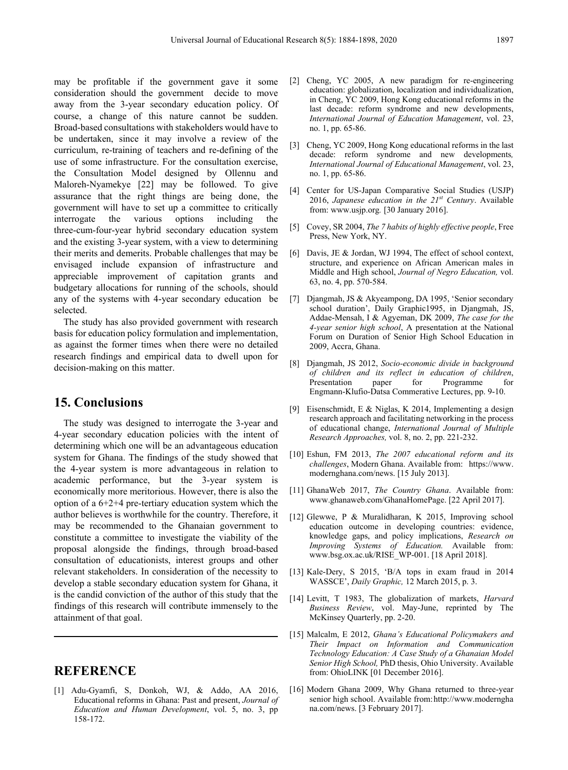may be profitable if the government gave it some consideration should the government decide to move away from the 3-year secondary education policy. Of course, a change of this nature cannot be sudden. Broad-based consultations with stakeholders would have to be undertaken, since it may involve a review of the curriculum, re-training of teachers and re-defining of the use of some infrastructure. For the consultation exercise, the Consultation Model designed by Ollennu and Maloreh-Nyamekye [22] may be followed. To give assurance that the right things are being done, the government will have to set up a committee to critically interrogate the various options including the three-cum-four-year hybrid secondary education system and the existing 3-year system, with a view to determining their merits and demerits. Probable challenges that may be envisaged include expansion of infrastructure and appreciable improvement of capitation grants and budgetary allocations for running of the schools, should any of the systems with 4-year secondary education be selected.

The study has also provided government with research basis for education policy formulation and implementation, as against the former times when there were no detailed research findings and empirical data to dwell upon for decision-making on this matter.

## 15. Conclusions

The study was designed to interrogate the 3-year and 4-year secondary education policies with the intent of determining which one will be an advantageous education system for Ghana. The findings of the study showed that the 4-year system is more advantageous in relation to academic performance, but the 3-year system is economically more meritorious. However, there is also the option of a 6+2+4 pre-tertiary education system which the author believes is worthwhile for the country. Therefore, it may be recommended to the Ghanaian government to constitute a committee to investigate the viability of the proposal alongside the findings, through broad-based consultation of educationists, interest groups and other relevant stakeholders. In consideration of the necessity to develop a stable secondary education system for Ghana, it is the candid conviction of the author of this study that the findings of this research will contribute immensely to the attainment of that goal.

## REFERENCE

[1] Adu-Gyamfi, S, Donkoh, WJ, & Addo, AA 2016, Educational reforms in Ghana: Past and present, *Journal of Education and Human Development*, vol. 5, no. 3, pp 158-172.

[2] Cheng, YC 2005, A new paradigm for re-engineering education: globalization, localization and individualization, in Cheng, YC 2009, Hong Kong educational reforms in the last decade: reform syndrome and new developments, *International Journal of Education Management*, vol. 23, no. 1, pp. 65-86.

[3] Cheng, YC 2009, Hong Kong educational reforms in the last decade: reform syndrome and new developments, *International Journal of Educational Management*, vol. 23, no. 1, pp. 65-86.

[4] Center for US-Japan Comparative Social Studies (USJP) 2016, *Japanese education in the 21st Century*. Available from: www.usjp.org. [30 January 2016].

[5] Covey, SR 2004, *The 7 habits of highly effective people*, Free Press, New York, NY.

[6] Davis, JE & Jordan, WJ 1994, The effect of school context, structure, and experience on African American males in Middle and High school, *Journal of Negro Education,* vol. 63, no. 4, pp. 570-584.

[7] Djangmah, JS & Akyeampong, DA 1995, 'Senior secondary school duration', Daily Graphic1995, in Djangmah, JS, Addae-Mensah, I & Agyeman, DK 2009, *The case for the 4-year senior high school*, A presentation at the National Forum on Duration of Senior High School Education in 2009, Accra, Ghana.

[8] Djangmah, JS 2012, *Socio-economic divide in background of children and its reflect in education of children*, Presentation paper for Programme for Engmann-Klufio-Datsa Commerative Lectures, pp. 9-10.

[9] Eisenschmidt, E & Niglas, K 2014, Implementing a design research approach and facilitating networking in the process of educational change, *International Journal of Multiple Research Approaches,* vol. 8, no. 2, pp. 221-232.

[10] Eshun, FM 2013, *The 2007 educational reform and its challenges*, Modern Ghana. Available from: https://www.modernghana.com/news. [15 July 2013].

[11] GhanaWeb 2017, *The Country Ghana*. Available from: www.ghanaweb.com/GhanaHomePage. [22 April 2017].

[12] Glewwe, P & Muralidharan, K 2015, Improving school education outcome in developing countries: evidence, knowledge gaps, and policy implications, *Research on Improving Systems of Education.* Available from: www.bsg.ox.ac.uk/RISE_WP-001. [18 April 2018].

[13] Kale-Dery, S 2015, 'B/A tops in exam fraud in 2014 WASSCE', *Daily Graphic,* 12 March 2015, p. 3.

[14] Levitt, T 1983, The globalization of markets, *Harvard Business Review*, vol. May-June, reprinted by The McKinsey Quarterly, pp. 2-20.

[15] Malcalm, E 2012, *Ghana's Educational Policymakers and Their Impact on Information and Communication Technology Education: A Case Study of a Ghanaian Model Senior High School,* PhD thesis, Ohio University. Available from: OhioLINK [01 December 2016].

[16] Modern Ghana 2009, Why Ghana returned to three-year senior high school. Available from: http://www.modernghana.com/news. [3 February 2017].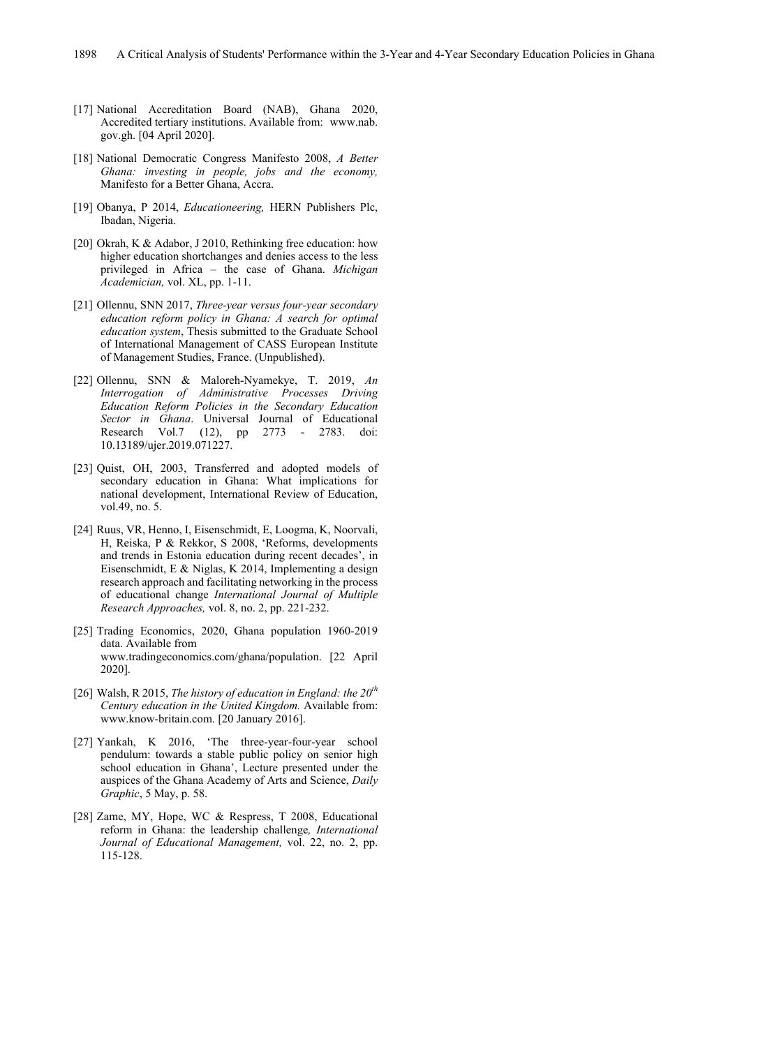[17] National Accreditation Board (NAB), Ghana 2020, Accredited tertiary institutions. Available from: www.nab.gov.gh. [04 April 2020].

[18] National Democratic Congress Manifesto 2008, *A Better Ghana: investing in people, jobs and the economy,* Manifesto for a Better Ghana, Accra.

[19] Obanya, P 2014, *Educationeering,* HERN Publishers Plc, Ibadan, Nigeria.

[20] Okrah, K & Adabor, J 2010, Rethinking free education: how higher education shortchanges and denies access to the less privileged in Africa – the case of Ghana. *Michigan Academician,* vol. XL, pp. 1-11.

[21] Ollennu, SNN 2017, *Three-year versus four-year secondary education reform policy in Ghana: A search for optimal education system*, Thesis submitted to the Graduate School of International Management of CASS European Institute of Management Studies, France. (Unpublished).

[22] Ollennu, SNN & Maloreh-Nyamekye, T. 2019, *An Interrogation of Administrative Processes Driving Education Reform Policies in the Secondary Education Sector in Ghana*. Universal Journal of Educational Research Vol.7 (12), pp 2773 - 2783. doi: 10.13189/ujer.2019.071227.

[23] Quist, OH, 2003, Transferred and adopted models of secondary education in Ghana: What implications for national development, International Review of Education, vol.49, no. 5.

[24] Ruus, VR, Henno, I, Eisenschmidt, E, Loogma, K, Noorvali, H, Reiska, P & Rekkor, S 2008, 'Reforms, developments and trends in Estonia education during recent decades', in Eisenschmidt, E & Niglas, K 2014, Implementing a design research approach and facilitating networking in the process of educational change *International Journal of Multiple Research Approaches,* vol. 8, no. 2, pp. 221-232.

[25] Trading Economics, 2020, Ghana population 1960-2019 data. Available from www.tradingeconomics.com/ghana/population. [22 April 2020].

[26] Walsh, R 2015, *The history of education in England: the 20th Century education in the United Kingdom.* Available from: www.know-britain.com. [20 January 2016].

[27] Yankah, K 2016, 'The three-year-four-year school pendulum: towards a stable public policy on senior high school education in Ghana', Lecture presented under the auspices of the Ghana Academy of Arts and Science, *Daily Graphic*, 5 May, p. 58.

[28] Zame, MY, Hope, WC & Respress, T 2008, Educational reform in Ghana: the leadership challenge*, International Journal of Educational Management,* vol. 22, no. 2, pp. 115-128.